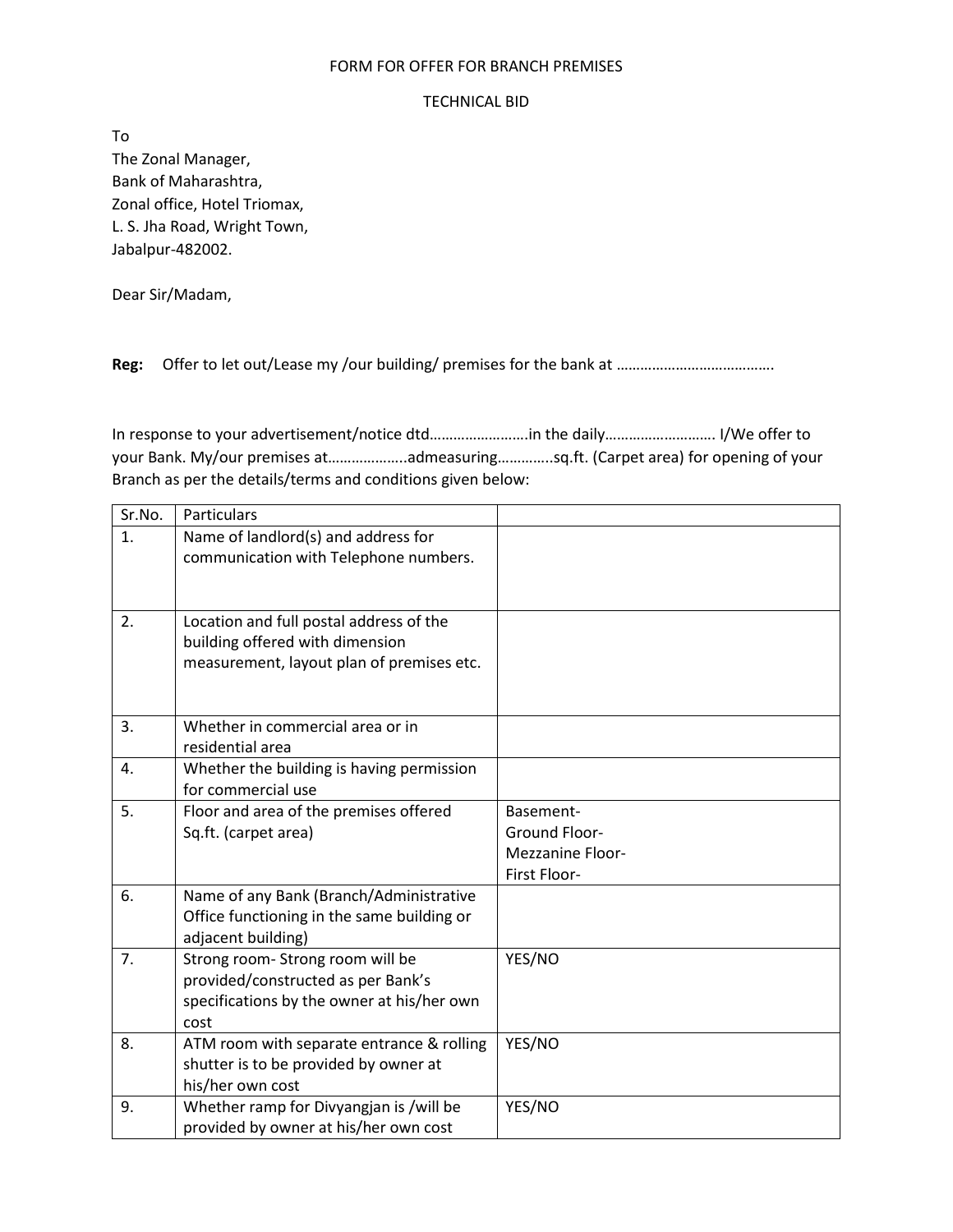# FORM FOR OFFER FOR BRANCH PREMISES

## TECHNICAL BID

To
The Zonal Manager,
Bank of Maharashtra,
Zonal office, Hotel Triomax,
L. S. Jha Road, Wright Town,
Jabalpur-482002.

Dear Sir/Madam,

**Reg:** Offer to let out/Lease my /our building/ premises for the bank at ………………………………….

In response to your advertisement/notice dtd……………………..in the daily………………………. I/We offer to your Bank. My/our premises at………………..admeasuring…………..sq.ft. (Carpet area) for opening of your Branch as per the details/terms and conditions given below:

| Sr.No. | Particulars | |
|---|---|---|
| 1. | Name of landlord(s) and address for communication with Telephone numbers. | |
| 2. | Location and full postal address of the building offered with dimension measurement, layout plan of premises etc. | |
| 3. | Whether in commercial area or in residential area | |
| 4. | Whether the building is having permission for commercial use | |
| 5. | Floor and area of the premises offered Sq.ft. (carpet area) | Basement-<br>Ground Floor-<br>Mezzanine Floor-<br>First Floor- |
| 6. | Name of any Bank (Branch/Administrative Office functioning in the same building or adjacent building) | |
| 7. | Strong room- Strong room will be provided/constructed as per Bank's specifications by the owner at his/her own cost | YES/NO |
| 8. | ATM room with separate entrance & rolling shutter is to be provided by owner at his/her own cost | YES/NO |
| 9. | Whether ramp for Divyangjan is /will be provided by owner at his/her own cost | YES/NO |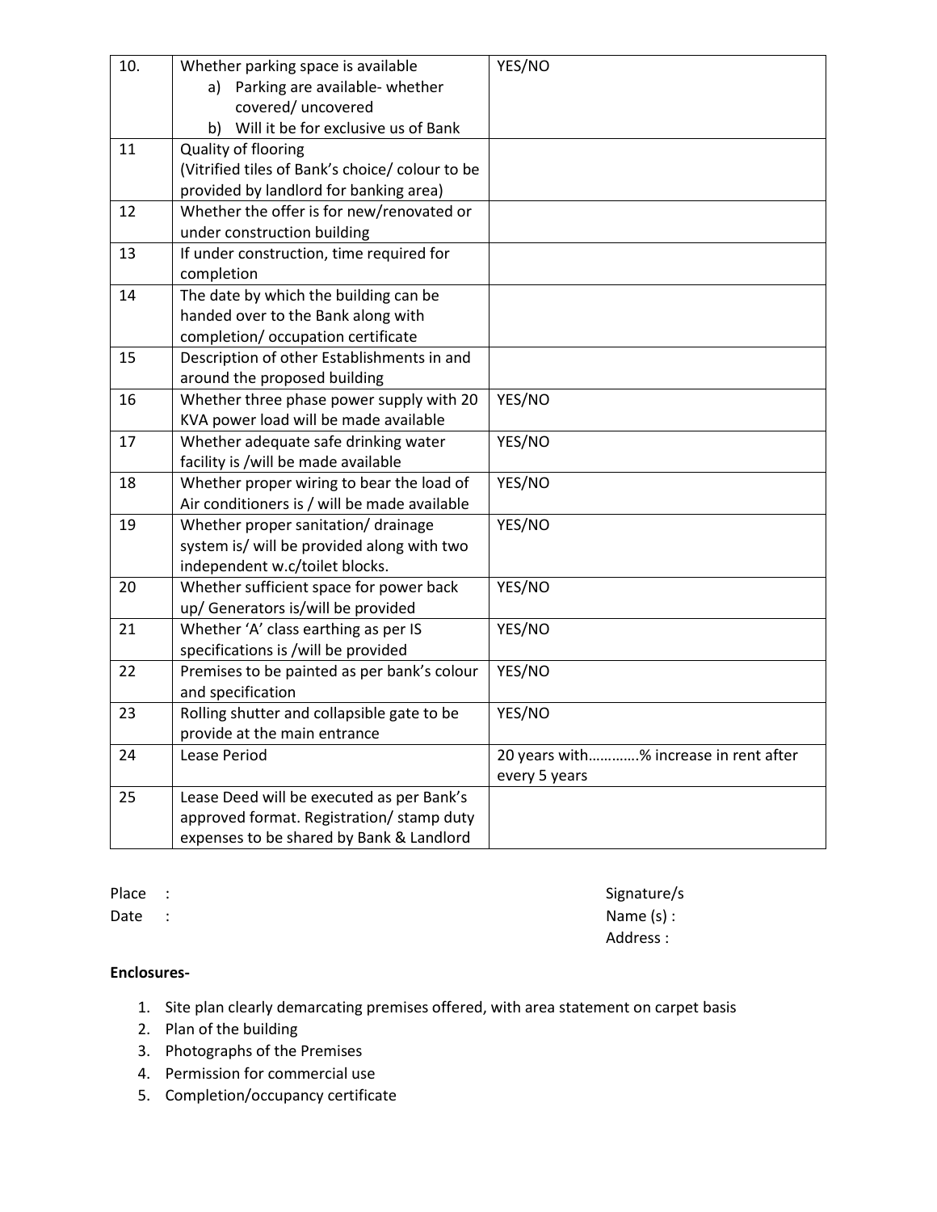| | | |
|---|---|---|
| 10. | Whether parking space is available<br>a) Parking are available- whether covered/ uncovered<br>b) Will it be for exclusive us of Bank | YES/NO |
| 11 | Quality of flooring<br>(Vitrified tiles of Bank's choice/ colour to be provided by landlord for banking area) | |
| 12 | Whether the offer is for new/renovated or under construction building | |
| 13 | If under construction, time required for completion | |
| 14 | The date by which the building can be handed over to the Bank along with completion/ occupation certificate | |
| 15 | Description of other Establishments in and around the proposed building | |
| 16 | Whether three phase power supply with 20 KVA power load will be made available | YES/NO |
| 17 | Whether adequate safe drinking water facility is /will be made available | YES/NO |
| 18 | Whether proper wiring to bear the load of Air conditioners is / will be made available | YES/NO |
| 19 | Whether proper sanitation/ drainage system is/ will be provided along with two independent w.c/toilet blocks. | YES/NO |
| 20 | Whether sufficient space for power back up/ Generators is/will be provided | YES/NO |
| 21 | Whether 'A' class earthing as per IS specifications is /will be provided | YES/NO |
| 22 | Premises to be painted as per bank's colour and specification | YES/NO |
| 23 | Rolling shutter and collapsible gate to be provide at the main entrance | YES/NO |
| 24 | Lease Period | 20 years with…………% increase in rent after every 5 years |
| 25 | Lease Deed will be executed as per Bank's approved format. Registration/ stamp duty expenses to be shared by Bank & Landlord | |

Place :

Date :

Signature/s

Name (s) :

Address :

**Enclosures-**

1. Site plan clearly demarcating premises offered, with area statement on carpet basis
2. Plan of the building
3. Photographs of the Premises
4. Permission for commercial use
5. Completion/occupancy certificate